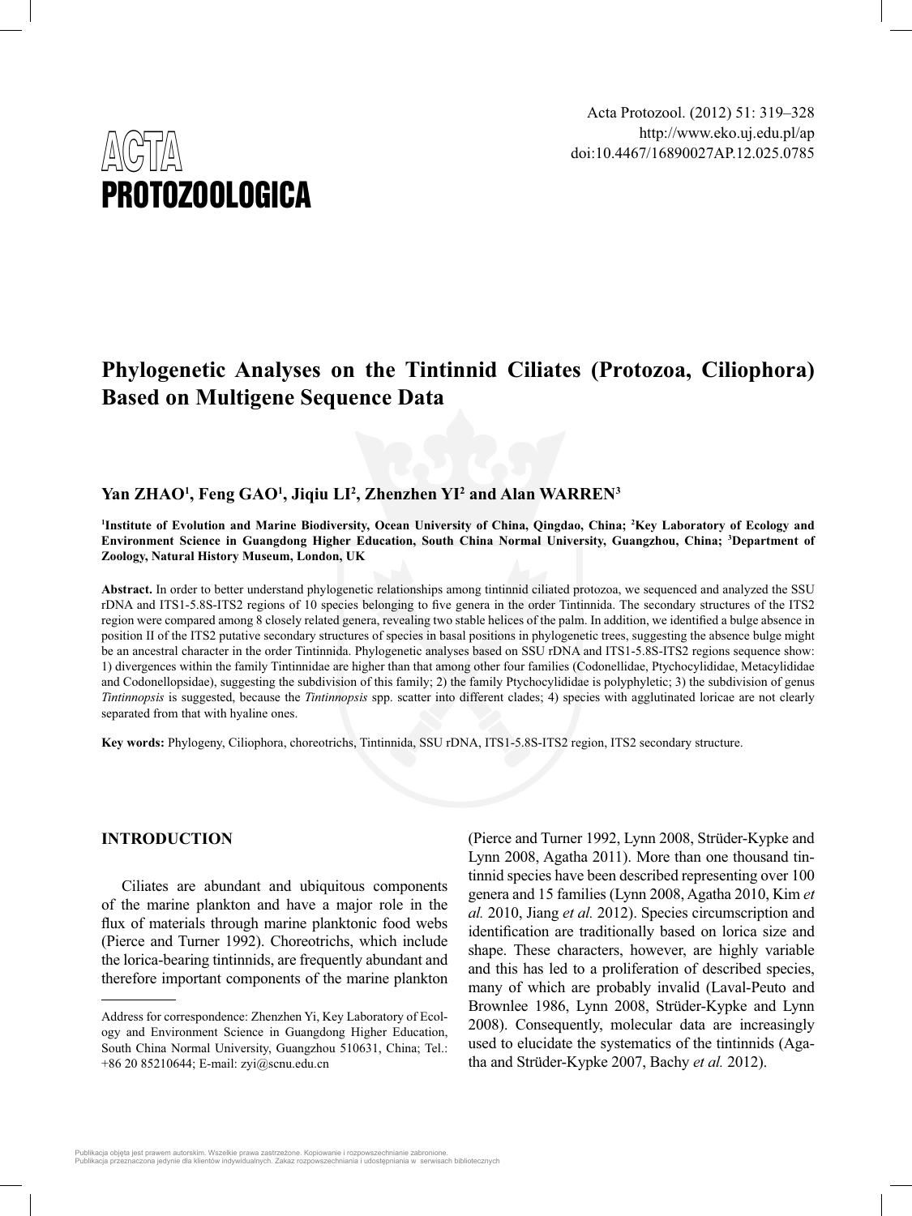ACTA PROTOZOOLOGICA

doi:10.4467/16890027AP.12.025.0785

# Phylogenetic Analyses on the Tintinnid Ciliates (Protozoa, Ciliophora) Based on Multigene Sequence Data

**Yan ZHAO[1], Feng GAO[1], Jiqiu LI[2], Zhenzhen YI[2] and Alan WARREN[3]**

**[1]Institute of Evolution and Marine Biodiversity, Ocean University of China, Qingdao, China; [2]Key Laboratory of Ecology and Environment Science in Guangdong Higher Education, South China Normal University, Guangzhou, China; [3]Department of Zoology, Natural History Museum, London, UK**

**Abstract.** In order to better understand phylogenetic relationships among tintinnid ciliated protozoa, we sequenced and analyzed the SSU rDNA and ITS1-5.8S-ITS2 regions of 10 species belonging to five genera in the order Tintinnida. The secondary structures of the ITS2 region were compared among 8 closely related genera, revealing two stable helices of the palm. In addition, we identified a bulge absence in position II of the ITS2 putative secondary structures of species in basal positions in phylogenetic trees, suggesting the absence bulge might be an ancestral character in the order Tintinnida. Phylogenetic analyses based on SSU rDNA and ITS1-5.8S-ITS2 regions sequence show: 1) divergences within the family Tintinnidae are higher than that among other four families (Codonellidae, Ptychocylididae, Metacylididae and Codonellopsidae), suggesting the subdivision of this family; 2) the family Ptychocylididae is polyphyletic; 3) the subdivision of genus *Tintinnopsis* is suggested, because the *Tintinnopsis* spp. scatter into different clades; 4) species with agglutinated loricae are not clearly separated from that with hyaline ones.

**Key words:** Phylogeny, Ciliophora, choreotrichs, Tintinnida, SSU rDNA, ITS1-5.8S-ITS2 region, ITS2 secondary structure.

## INTRODUCTION

Ciliates are abundant and ubiquitous components of the marine plankton and have a major role in the flux of materials through marine planktonic food webs (Pierce and Turner 1992). Choreotrichs, which include the lorica-bearing tintinnids, are frequently abundant and therefore important components of the marine plankton (Pierce and Turner 1992, Lynn 2008, Strüder-Kypke and Lynn 2008, Agatha 2011). More than one thousand tintinnid species have been described representing over 100 genera and 15 families (Lynn 2008, Agatha 2010, Kim *et al.* 2010, Jiang *et al.* 2012). Species circumscription and identification are traditionally based on lorica size and shape. These characters, however, are highly variable and this has led to a proliferation of described species, many of which are probably invalid (Laval-Peuto and Brownlee 1986, Lynn 2008, Strüder-Kypke and Lynn 2008). Consequently, molecular data are increasingly used to elucidate the systematics of the tintinnids (Agatha and Strüder-Kypke 2007, Bachy *et al.* 2012).

Address for correspondence: Zhenzhen Yi, Key Laboratory of Ecology and Environment Science in Guangdong Higher Education, South China Normal University, Guangzhou 510631, China; Tel.: +86 20 85210644; E-mail: zyi@scnu.edu.cn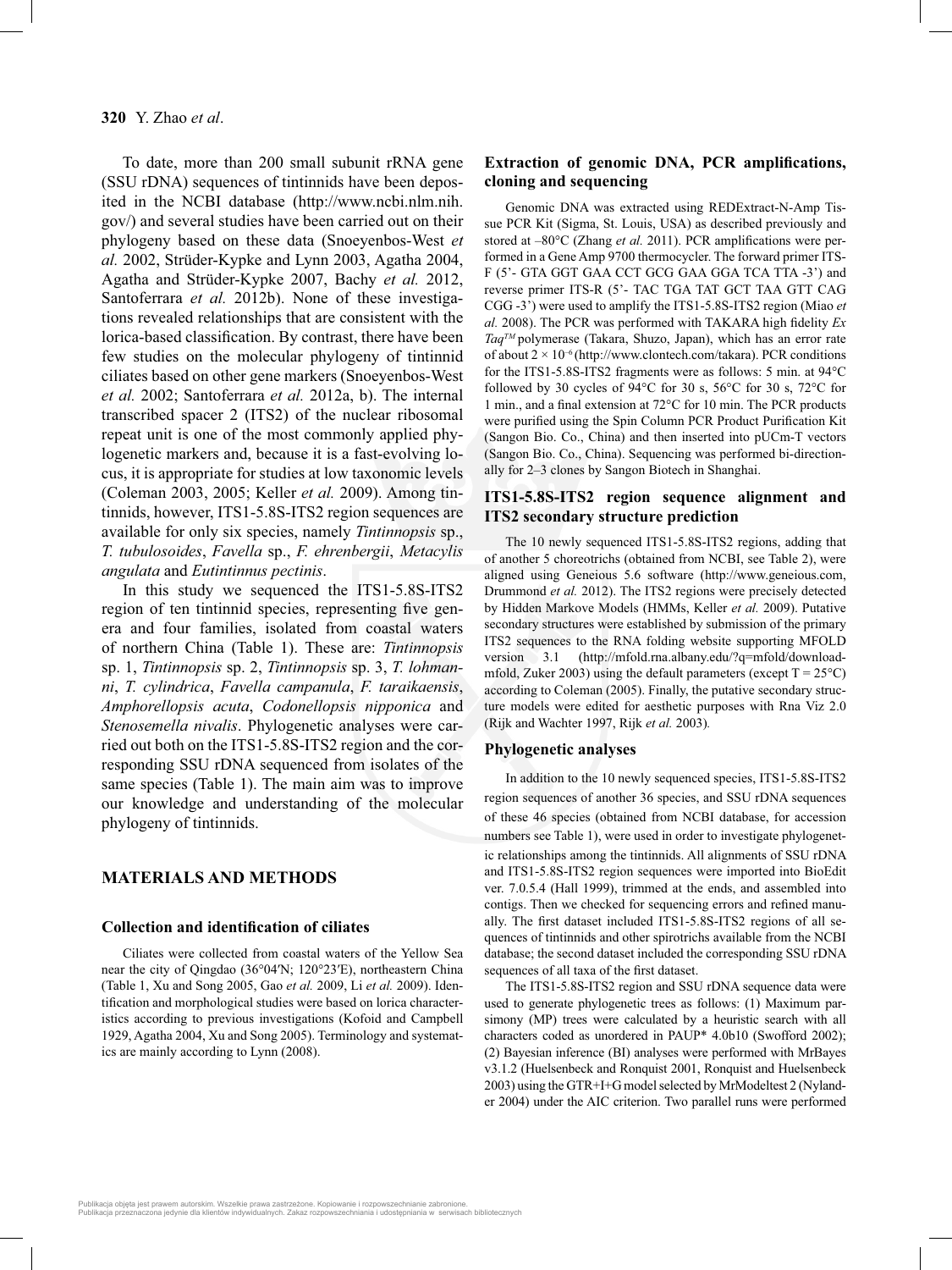To date, more than 200 small subunit rRNA gene (SSU rDNA) sequences of tintinnids have been deposited in the NCBI database (http://www.ncbi.nlm.nih.gov/) and several studies have been carried out on their phylogeny based on these data (Snoeyenbos-West *et al.* 2002, Strüder-Kypke and Lynn 2003, Agatha 2004, Agatha and Strüder-Kypke 2007, Bachy *et al.* 2012, Santoferrara *et al.* 2012b). None of these investigations revealed relationships that are consistent with the lorica-based classification. By contrast, there have been few studies on the molecular phylogeny of tintinnid ciliates based on other gene markers (Snoeyenbos-West *et al.* 2002; Santoferrara *et al.* 2012a, b). The internal transcribed spacer 2 (ITS2) of the nuclear ribosomal repeat unit is one of the most commonly applied phylogenetic markers and, because it is a fast-evolving locus, it is appropriate for studies at low taxonomic levels (Coleman 2003, 2005; Keller *et al.* 2009). Among tintinnids, however, ITS1-5.8S-ITS2 region sequences are available for only six species, namely *Tintinnopsis* sp., *T. tubulosoides*, *Favella* sp., *F. ehrenbergii*, *Metacylis angulata* and *Eutintinnus pectinis*.

In this study we sequenced the ITS1-5.8S-ITS2 region of ten tintinnid species, representing five genera and four families, isolated from coastal waters of northern China (Table 1). These are: *Tintinnopsis* sp. 1, *Tintinnopsis* sp. 2, *Tintinnopsis* sp. 3, *T. lohmanni*, *T. cylindrica*, *Favella campanula*, *F. taraikaensis*, *Amphorellopsis acuta*, *Codonellopsis nipponica* and *Stenosemella nivalis*. Phylogenetic analyses were carried out both on the ITS1-5.8S-ITS2 region and the corresponding SSU rDNA sequenced from isolates of the same species (Table 1). The main aim was to improve our knowledge and understanding of the molecular phylogeny of tintinnids.

## MATERIALS AND METHODS

### Collection and identification of ciliates

Ciliates were collected from coastal waters of the Yellow Sea near the city of Qingdao (36°04′N; 120°23′E), northeastern China (Table 1, Xu and Song 2005, Gao *et al.* 2009, Li *et al.* 2009). Identification and morphological studies were based on lorica characteristics according to previous investigations (Kofoid and Campbell 1929, Agatha 2004, Xu and Song 2005). Terminology and systematics are mainly according to Lynn (2008).

### Extraction of genomic DNA, PCR amplifications, cloning and sequencing

Genomic DNA was extracted using REDExtract-N-Amp Tissue PCR Kit (Sigma, St. Louis, USA) as described previously and stored at –80°C (Zhang *et al.* 2011). PCR amplifications were performed in a Gene Amp 9700 thermocycler. The forward primer ITS-F (5'- GTA GGT GAA CCT GCG GAA GGA TCA TTA -3') and reverse primer ITS-R (5'- TAC TGA TAT GCT TAA GTT CAG CGG -3') were used to amplify the ITS1-5.8S-ITS2 region (Miao *et al.* 2008). The PCR was performed with TAKARA high fidelity *Ex Taq*™ polymerase (Takara, Shuzo, Japan), which has an error rate of about $2 \times 10^{-6}$ (http://www.clontech.com/takara). PCR conditions for the ITS1-5.8S-ITS2 fragments were as follows: 5 min. at 94°C followed by 30 cycles of 94°C for 30 s, 56°C for 30 s, 72°C for 1 min., and a final extension at 72°C for 10 min. The PCR products were purified using the Spin Column PCR Product Purification Kit (Sangon Bio. Co., China) and then inserted into pUCm-T vectors (Sangon Bio. Co., China). Sequencing was performed bi-directionally for 2–3 clones by Sangon Biotech in Shanghai.

### ITS1-5.8S-ITS2 region sequence alignment and ITS2 secondary structure prediction

The 10 newly sequenced ITS1-5.8S-ITS2 regions, adding that of another 5 choreotrichs (obtained from NCBI, see Table 2), were aligned using Geneious 5.6 software (http://www.geneious.com, Drummond *et al.* 2012). The ITS2 regions were precisely detected by Hidden Markove Models (HMMs, Keller *et al.* 2009). Putative secondary structures were established by submission of the primary ITS2 sequences to the RNA folding website supporting MFOLD version 3.1 (http://mfold.rna.albany.edu/?q=mfold/download-mfold, Zuker 2003) using the default parameters (except T = 25°C) according to Coleman (2005). Finally, the putative secondary structure models were edited for aesthetic purposes with Rna Viz 2.0 (Rijk and Wachter 1997, Rijk *et al.* 2003).

### Phylogenetic analyses

In addition to the 10 newly sequenced species, ITS1-5.8S-ITS2 region sequences of another 36 species, and SSU rDNA sequences of these 46 species (obtained from NCBI database, for accession numbers see Table 1), were used in order to investigate phylogenetic relationships among the tintinnids. All alignments of SSU rDNA and ITS1-5.8S-ITS2 region sequences were imported into BioEdit ver. 7.0.5.4 (Hall 1999), trimmed at the ends, and assembled into contigs. Then we checked for sequencing errors and refined manually. The first dataset included ITS1-5.8S-ITS2 regions of all sequences of tintinnids and other spirotrichs available from the NCBI database; the second dataset included the corresponding SSU rDNA sequences of all taxa of the first dataset.

The ITS1-5.8S-ITS2 region and SSU rDNA sequence data were used to generate phylogenetic trees as follows: (1) Maximum parsimony (MP) trees were calculated by a heuristic search with all characters coded as unordered in PAUP* 4.0b10 (Swofford 2002); (2) Bayesian inference (BI) analyses were performed with MrBayes v3.1.2 (Huelsenbeck and Ronquist 2001, Ronquist and Huelsenbeck 2003) using the GTR+I+G model selected by MrModeltest 2 (Nylander 2004) under the AIC criterion. Two parallel runs were performed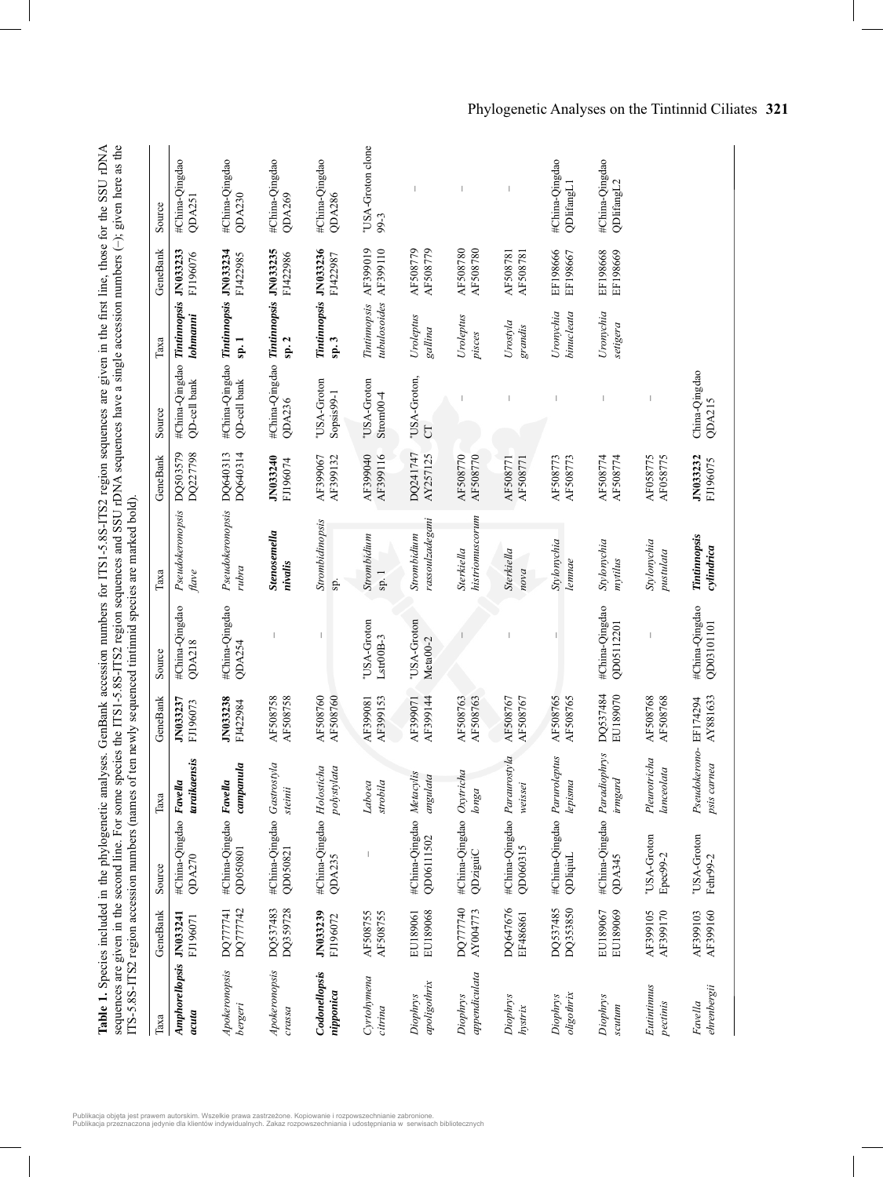**Table 1.** Species included in the phylogenetic analyses. GenBank accession numbers for ITS1-5.8S-ITS2 region sequences are given in the first line, those for the SSU rDNA sequences are given in the second line. For some species the ITS1-5.8S-ITS2 region sequences and SSU rDNA sequences have a single accession numbers (–); given here as the ITS-5.8S-ITS2 region accession numbers (names of ten newly sequenced tintinnid species are marked bold).

| Taxa | GeneBank | Source | Taxa | GeneBank | Source | Taxa | GeneBank | Source | Taxa | GeneBank | Source |
|---|---|---|---|---|---|---|---|---|---|---|---|
| ***Amphorellopsis acuta*** | **JN033241** FJ196071 | #China-Qingdao QDA270 | ***Favella taraikaensis*** | **JN033237** FJ196073 | #China-Qingdao QDA218 | *Pseudokeronopsis flave* | DQ503579 DQ227798 | #China-Qingdao QD-cell bank | ***Tintinnopsis lohmanni*** | **JN033233** FJ196076 | #China-Qingdao QDA251 |
| *Apokeronopsis bergeri* | DQ777741 DQ777742 | #China-Qingdao QD050801 | ***Favella campanula*** | **JN033238** FJ422984 | #China-Qingdao QDA254 | *Pseudokeronopsis rubra* | DQ640313 DQ640314 | #China-Qingdao QD-cell bank | ***Tintinnopsis* sp. 1** | **JN033234** FJ422985 | #China-Qingdao QDA230 |
| *Apokeronopsis crassa* | DQ537483 DQ359728 | #China-Qingdao QD050821 | *Gastrostyla steinii* | AF508758 AF508758 | – | ***Stenosemella nivalis*** | **JN033240** FJ196074 | #China-Qingdao QDA236 | ***Tintinnopsis* sp. 2** | **JN033235** FJ422986 | #China-Qingdao QDA269 |
| ***Codonellopsis nipponica*** | **JN033239** FJ196072 | #China-Qingdao QDA235 | *Holosticha polystylata* | AF508760 AF508760 | – | *Strombidinopsis* sp. | AF399067 AF399132 | 'USA-Groton Sopsis99-1 | ***Tintinnopsis* sp. 3** | **JN033236** FJ422987 | #China-Qingdao QDA286 |
| *Cyrtohymena citrina* | AF508755 AF508755 | – | *Laboea strobila* | AF399081 AF399153 | 'USA-Groton Lstr00B-3 | *Strombidium* sp. 1 | AF399040 AF399116 | 'USA-Groton Strom00-4 | *Tintinnopsis tubulosoides* | AF399019 AF399110 | 'USA-Groton clone 99-3 |
| *Diophrys apoligothrix* | EU189061 EU189068 | #China-Qingdao QD06111502 | *Metacylis angulata* | AF399071 AF399144 | 'USA-Groton Meta00-2 | *Strombidium rassoulzadegani* | DQ241747 AY257125 | 'USA-Groton, CT | *Uroleptus gallina* | AF508779 AF508779 | – |
| *Diophrys appendiculata* | DQ777740 AY004773 | #China-Qingdao QDziguiC | *Oxytricha longa* | AF508763 AF508763 | – | *Sterkiella histriomuscorum* | AF508770 AF508770 | – | *Uroleptus pisces* | AF508780 AF508780 | – |
| *Diophrys hystrix* | DQ647676 EF486861 | #China-Qingdao QD060315 | *Paraurostyla weissei* | AF508767 AF508767 | – | *Sterkiella nova* | AF508771 AF508771 | – | *Urostyla grandis* | AF508781 AF508781 | – |
| *Diophrys oligothrix* | DQ537485 DQ353850 | #China-Qingdao QDliqiuL | *Paruroleptus lepisma* | AF508765 AF508765 | – | *Stylonychia lemnae* | AF508773 AF508773 | – | *Uronychia binucleata* | EF198666 EF198667 | #China-Qingdao QDlifangL1 |
| *Diophrys scutum* | EU189067 EU189069 | #China-Qingdao QDA345 | *Paradiophrys irmgard* | DQ537484 EU189070 | #China-Qingdao QD05112201 | *Stylonychia mytilus* | AF508774 AF508774 | – | *Uronychia setigera* | EF198668 EF198669 | #China-Qingdao QDlifangL2 |
| *Eutintinnus pectinis* | AF399105 AF399170 | 'USA-Groton Epec99-2 | *Pleurotricha lanceolata* | AF508768 AF508768 | – | *Stylonychia pustulata* | AF058775 AF058775 | – | | | |
| *Favella ehrenbergii* | AF399103 AF399160 | 'USA-Groton Fehr99-2 | *Pseudokeronopsis carnea* | EF174294 AY881633 | #China-Qingdao QD03101101 | ***Tintinnopsis cylindrica*** | **JN033232** FJ196075 | China-Qingdao QDA215 | | | |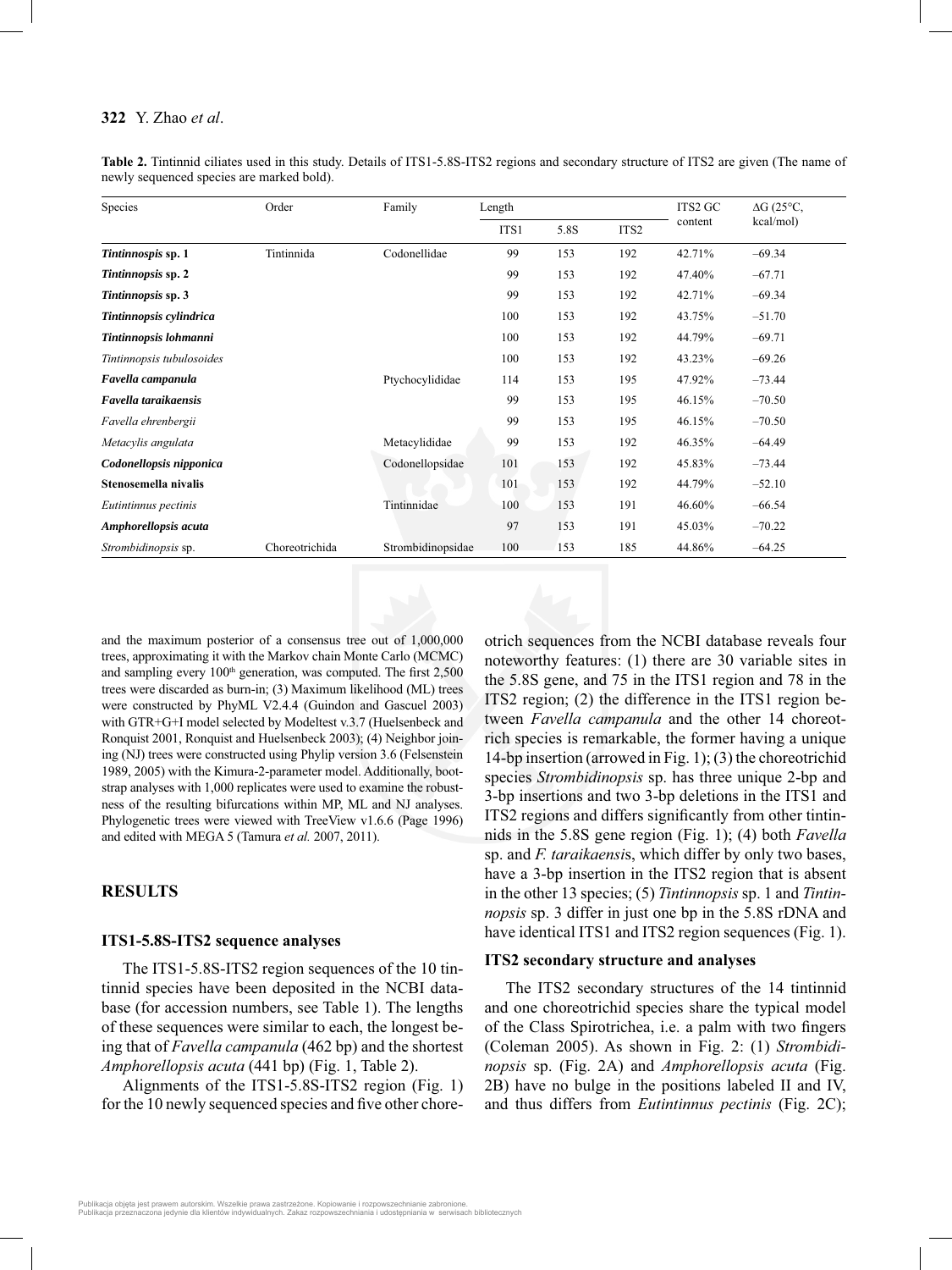**Table 2.** Tintinnid ciliates used in this study. Details of ITS1-5.8S-ITS2 regions and secondary structure of ITS2 are given (The name of newly sequenced species are marked bold).

| Species | Order | Family | Length | | | ITS2 GC content | ΔG (25°C, kcal/mol) |
|---|---|---|---|---|---|---|---|
| | | | ITS1 | 5.8S | ITS2 | | |
| ***Tintinnospis* sp. 1** | Tintinnida | Codonellidae | 99 | 153 | 192 | 42.71% | –69.34 |
| ***Tintinnopsis* sp. 2** | | | 99 | 153 | 192 | 47.40% | –67.71 |
| ***Tintinnopsis* sp. 3** | | | 99 | 153 | 192 | 42.71% | –69.34 |
| ***Tintinnopsis cylindrica*** | | | 100 | 153 | 192 | 43.75% | –51.70 |
| ***Tintinnopsis lohmanni*** | | | 100 | 153 | 192 | 44.79% | –69.71 |
| *Tintinnopsis tubulosoides* | | | 100 | 153 | 192 | 43.23% | –69.26 |
| ***Favella campanula*** | | Ptychocylididae | 114 | 153 | 195 | 47.92% | –73.44 |
| ***Favella taraikaensis*** | | | 99 | 153 | 195 | 46.15% | –70.50 |
| *Favella ehrenbergii* | | | 99 | 153 | 195 | 46.15% | –70.50 |
| *Metacylis angulata* | | Metacylididae | 99 | 153 | 192 | 46.35% | –64.49 |
| ***Codonellopsis nipponica*** | | Codonellopsidae | 101 | 153 | 192 | 45.83% | –73.44 |
| **Stenosemella nivalis** | | | 101 | 153 | 192 | 44.79% | –52.10 |
| *Eutintinnus pectinis* | | Tintinnidae | 100 | 153 | 191 | 46.60% | –66.54 |
| ***Amphorellopsis acuta*** | | | 97 | 153 | 191 | 45.03% | –70.22 |
| *Strombidinopsis* sp. | Choreotrichida | Strombidinopsidae | 100 | 153 | 185 | 44.86% | –64.25 |

and the maximum posterior of a consensus tree out of 1,000,000 trees, approximating it with the Markov chain Monte Carlo (MCMC) and sampling every 100th generation, was computed. The first 2,500 trees were discarded as burn-in; (3) Maximum likelihood (ML) trees were constructed by PhyML V2.4.4 (Guindon and Gascuel 2003) with GTR+G+I model selected by Modeltest v.3.7 (Huelsenbeck and Ronquist 2001, Ronquist and Huelsenbeck 2003); (4) Neighbor joining (NJ) trees were constructed using Phylip version 3.6 (Felsenstein 1989, 2005) with the Kimura-2-parameter model. Additionally, bootstrap analyses with 1,000 replicates were used to examine the robustness of the resulting bifurcations within MP, ML and NJ analyses. Phylogenetic trees were viewed with TreeView v1.6.6 (Page 1996) and edited with MEGA 5 (Tamura *et al.* 2007, 2011).

## RESULTS

### ITS1-5.8S-ITS2 sequence analyses

The ITS1-5.8S-ITS2 region sequences of the 10 tintinnid species have been deposited in the NCBI database (for accession numbers, see Table 1). The lengths of these sequences were similar to each, the longest being that of *Favella campanula* (462 bp) and the shortest *Amphorellopsis acuta* (441 bp) (Fig. 1, Table 2).

Alignments of the ITS1-5.8S-ITS2 region (Fig. 1) for the 10 newly sequenced species and five other choreotrich sequences from the NCBI database reveals four noteworthy features: (1) there are 30 variable sites in the 5.8S gene, and 75 in the ITS1 region and 78 in the ITS2 region; (2) the difference in the ITS1 region between *Favella campanula* and the other 14 choreotrich species is remarkable, the former having a unique 14-bp insertion (arrowed in Fig. 1); (3) the choreotrichid species *Strombidinopsis* sp. has three unique 2-bp and 3-bp insertions and two 3-bp deletions in the ITS1 and ITS2 regions and differs significantly from other tintinnids in the 5.8S gene region (Fig. 1); (4) both *Favella* sp. and *F. taraikaensi*s, which differ by only two bases, have a 3-bp insertion in the ITS2 region that is absent in the other 13 species; (5) *Tintinnopsis* sp. 1 and *Tintinnopsis* sp. 3 differ in just one bp in the 5.8S rDNA and have identical ITS1 and ITS2 region sequences (Fig. 1).

### ITS2 secondary structure and analyses

The ITS2 secondary structures of the 14 tintinnid and one choreotrichid species share the typical model of the Class Spirotrichea, i.e. a palm with two fingers (Coleman 2005). As shown in Fig. 2: (1) *Strombidinopsis* sp. (Fig. 2A) and *Amphorellopsis acuta* (Fig. 2B) have no bulge in the positions labeled II and IV, and thus differs from *Eutintinnus pectinis* (Fig. 2C);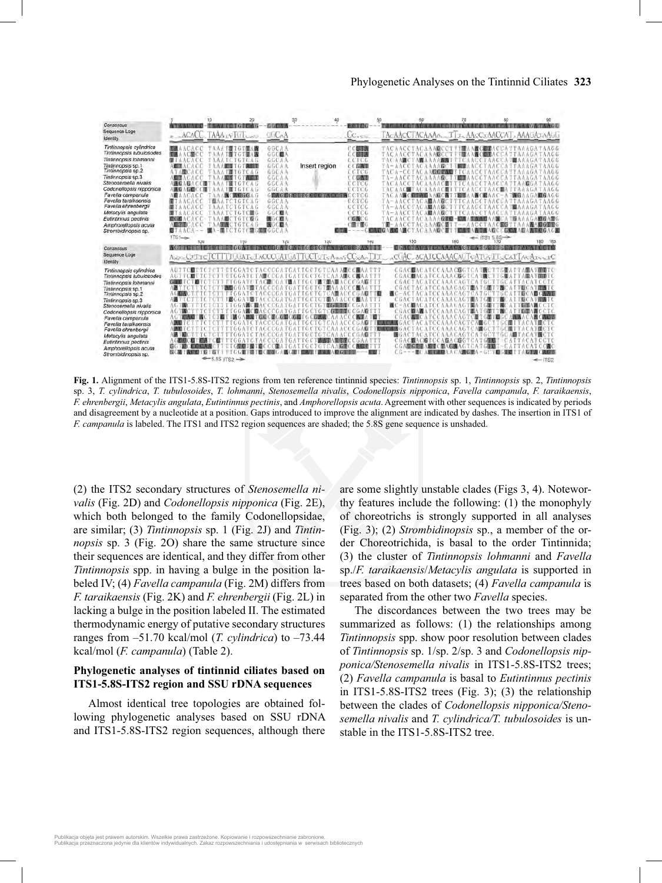**Fig. 1.** Alignment of the ITS1-5.8S-ITS2 regions from ten reference tintinnid species: *Tintinnopsis* sp. 1, *Tintinnopsis* sp. 2, *Tintinnopsis* sp. 3, *T. cylindrica*, *T. tubulosoides*, *T. lohmanni*, *Stenosemella nivalis*, *Codonellopsis nipponica*, *Favella campanula*, *F. taraikaensis*, *F. ehrenbergii*, *Metacylis angulata*, *Eutintinnus pectinis*, and *Amphorellopsis acuta*. Agreement with other sequences is indicated by periods and disagreement by a nucleotide at a position. Gaps introduced to improve the alignment are indicated by dashes. The insertion in ITS1 of *F. campanula* is labeled. The ITS1 and ITS2 region sequences are shaded; the 5.8S gene sequence is unshaded.

(2) the ITS2 secondary structures of *Stenosemella nivalis* (Fig. 2D) and *Codonellopsis nipponica* (Fig. 2E), which both belonged to the family Codonellopsidae, are similar; (3) *Tintinnopsis* sp. 1 (Fig. 2J) and *Tintinnopsis* sp. 3 (Fig. 2O) share the same structure since their sequences are identical, and they differ from other *Tintinnopsis* spp. in having a bulge in the position labeled IV; (4) *Favella campanula* (Fig. 2M) differs from *F. taraikaensis* (Fig. 2K) and *F. ehrenbergii* (Fig. 2L) in lacking a bulge in the position labeled II. The estimated thermodynamic energy of putative secondary structures ranges from –51.70 kcal/mol (*T. cylindrica*) to –73.44 kcal/mol (*F. campanula*) (Table 2).

## Phylogenetic analyses of tintinnid ciliates based on ITS1-5.8S-ITS2 region and SSU rDNA sequences

Almost identical tree topologies are obtained following phylogenetic analyses based on SSU rDNA and ITS1-5.8S-ITS2 region sequences, although there are some slightly unstable clades (Figs 3, 4). Noteworthy features include the following: (1) the monophyly of choreotrichs is strongly supported in all analyses (Fig. 3); (2) *Strombidinopsis* sp., a member of the order Choreotrichida, is basal to the order Tintinnida; (3) the cluster of *Tintinnopsis lohmanni* and *Favella* sp./*F. taraikaensis*/*Metacylis angulata* is supported in trees based on both datasets; (4) *Favella campanula* is separated from the other two *Favella* species.

The discordances between the two trees may be summarized as follows: (1) the relationships among *Tintinnopsis* spp. show poor resolution between clades of *Tintinnopsis* sp. 1/sp. 2/sp. 3 and *Codonellopsis nipponica/Stenosemella nivalis* in ITS1-5.8S-ITS2 trees; (2) *Favella campanula* is basal to *Eutintinnus pectinis* in ITS1-5.8S-ITS2 trees (Fig. 3); (3) the relationship between the clades of *Codonellopsis nipponica/Stenosemella nivalis* and *T. cylindrica/T. tubulosoides* is unstable in the ITS1-5.8S-ITS2 tree.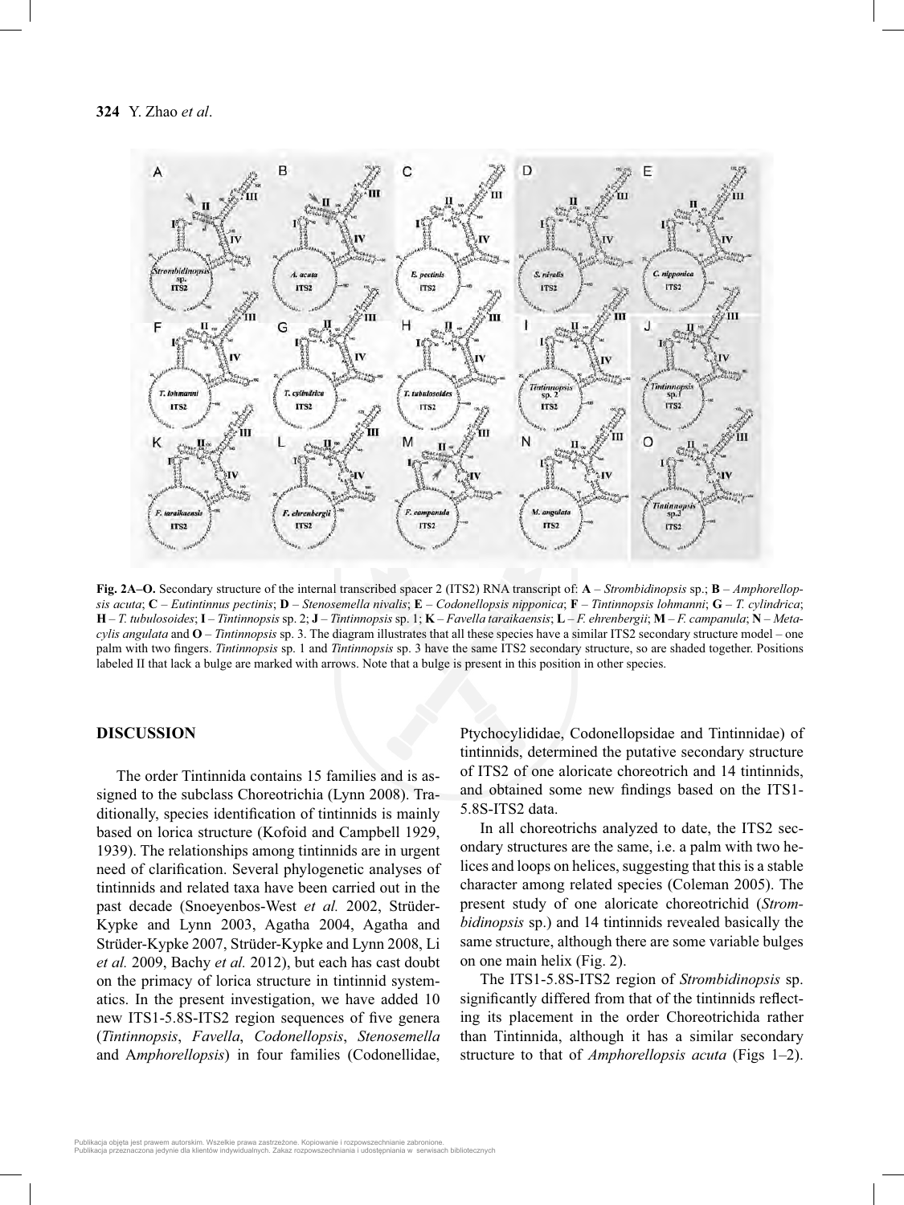**Fig. 2A–O.** Secondary structure of the internal transcribed spacer 2 (ITS2) RNA transcript of: **A** – *Strombidinopsis* sp.; **B** – *Amphorellopsis acuta*; **C** – *Eutintinnus pectinis*; **D** – *Stenosemella nivalis*; **E** – *Codonellopsis nipponica*; **F** – *Tintinnopsis lohmanni*; **G** – *T. cylindrica*; **H** – *T. tubulosoides*; **I** – *Tintinnopsis* sp. 2; **J** – *Tintinnopsis* sp. 1; **K** – *Favella taraikaensis*; **L** – *F. ehrenbergii*; **M** – *F. campanula*; **N** – *Metacylis angulata* and **O** – *Tintinnopsis* sp. 3. The diagram illustrates that all these species have a similar ITS2 secondary structure model – one palm with two fingers. *Tintinnopsis* sp. 1 and *Tintinnopsis* sp. 3 have the same ITS2 secondary structure, so are shaded together. Positions labeled II that lack a bulge are marked with arrows. Note that a bulge is present in this position in other species.

## DISCUSSION

The order Tintinnida contains 15 families and is assigned to the subclass Choreotrichia (Lynn 2008). Traditionally, species identification of tintinnids is mainly based on lorica structure (Kofoid and Campbell 1929, 1939). The relationships among tintinnids are in urgent need of clarification. Several phylogenetic analyses of tintinnids and related taxa have been carried out in the past decade (Snoeyenbos-West *et al.* 2002, Strüder-Kypke and Lynn 2003, Agatha 2004, Agatha and Strüder-Kypke 2007, Strüder-Kypke and Lynn 2008, Li *et al.* 2009, Bachy *et al.* 2012), but each has cast doubt on the primacy of lorica structure in tintinnid systematics. In the present investigation, we have added 10 new ITS1-5.8S-ITS2 region sequences of five genera (*Tintinnopsis*, *Favella*, *Codonellopsis*, *Stenosemella* and A*mphorellopsis*) in four families (Codonellidae, Ptychocylididae, Codonellopsidae and Tintinnidae) of tintinnids, determined the putative secondary structure of ITS2 of one aloricate choreotrich and 14 tintinnids, and obtained some new findings based on the ITS1-5.8S-ITS2 data.

In all choreotrichs analyzed to date, the ITS2 secondary structures are the same, i.e. a palm with two helices and loops on helices, suggesting that this is a stable character among related species (Coleman 2005). The present study of one aloricate choreotrichid (*Strombidinopsis* sp.) and 14 tintinnids revealed basically the same structure, although there are some variable bulges on one main helix (Fig. 2).

The ITS1-5.8S-ITS2 region of *Strombidinopsis* sp. significantly differed from that of the tintinnids reflecting its placement in the order Choreotrichida rather than Tintinnida, although it has a similar secondary structure to that of *Amphorellopsis acuta* (Figs 1–2).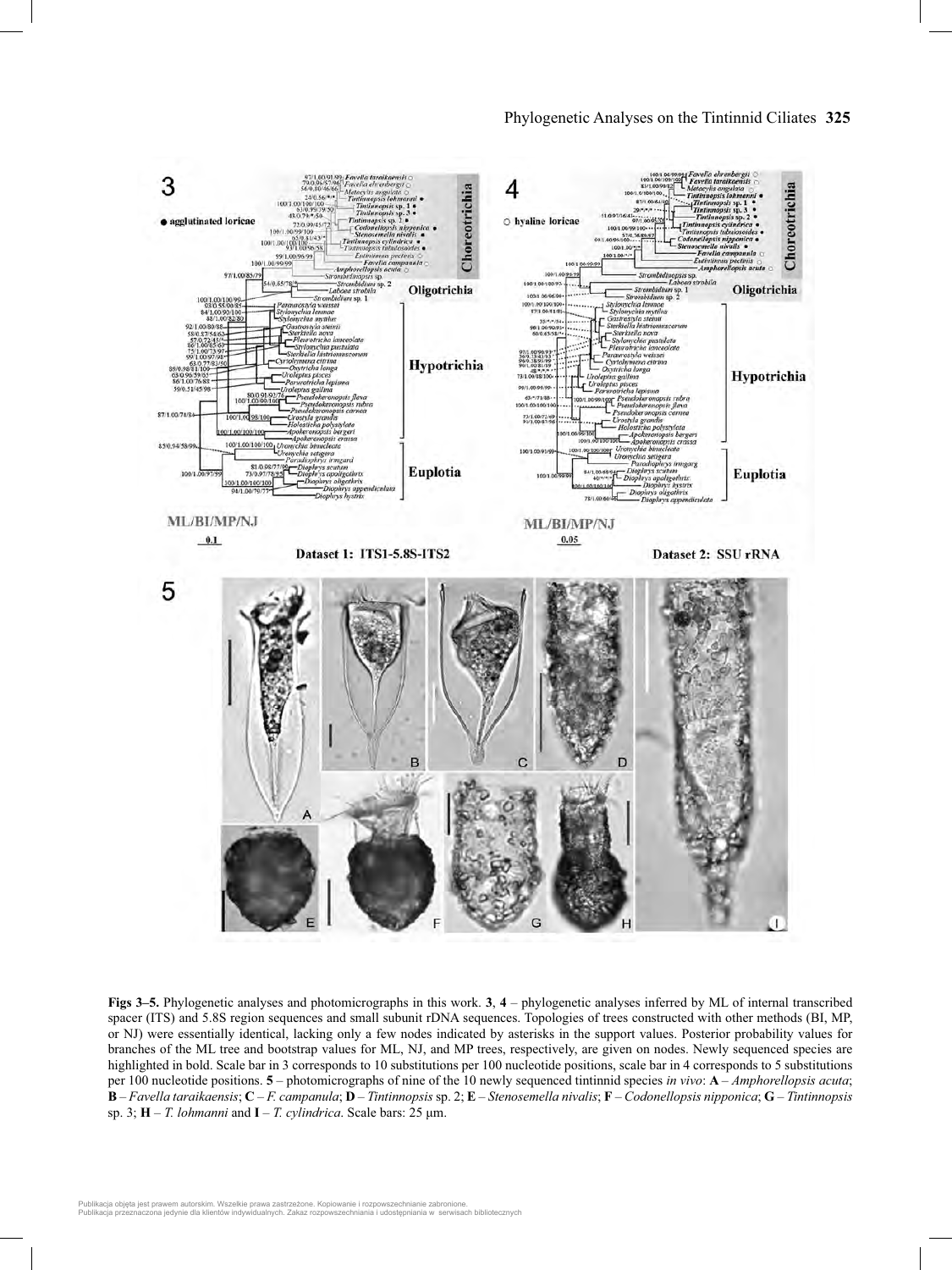**Figs 3–5.** Phylogenetic analyses and photomicrographs in this work. **3**, **4** – phylogenetic analyses inferred by ML of internal transcribed spacer (ITS) and 5.8S region sequences and small subunit rDNA sequences. Topologies of trees constructed with other methods (BI, MP, or NJ) were essentially identical, lacking only a few nodes indicated by asterisks in the support values. Posterior probability values for branches of the ML tree and bootstrap values for ML, NJ, and MP trees, respectively, are given on nodes. Newly sequenced species are highlighted in bold. Scale bar in 3 corresponds to 10 substitutions per 100 nucleotide positions, scale bar in 4 corresponds to 5 substitutions per 100 nucleotide positions. **5** – photomicrographs of nine of the 10 newly sequenced tintinnid species *in vivo*: **A** – *Amphorellopsis acuta*; **B** – *Favella taraikaensis*; **C** – *F. campanula*; **D** – *Tintinnopsis* sp. 2; **E** – *Stenosemella nivalis*; **F** – *Codonellopsis nipponica*; **G** – *Tintinnopsis* sp. 3; **H** – *T. lohmanni* and **I** – *T. cylindrica*. Scale bars: 25 μm.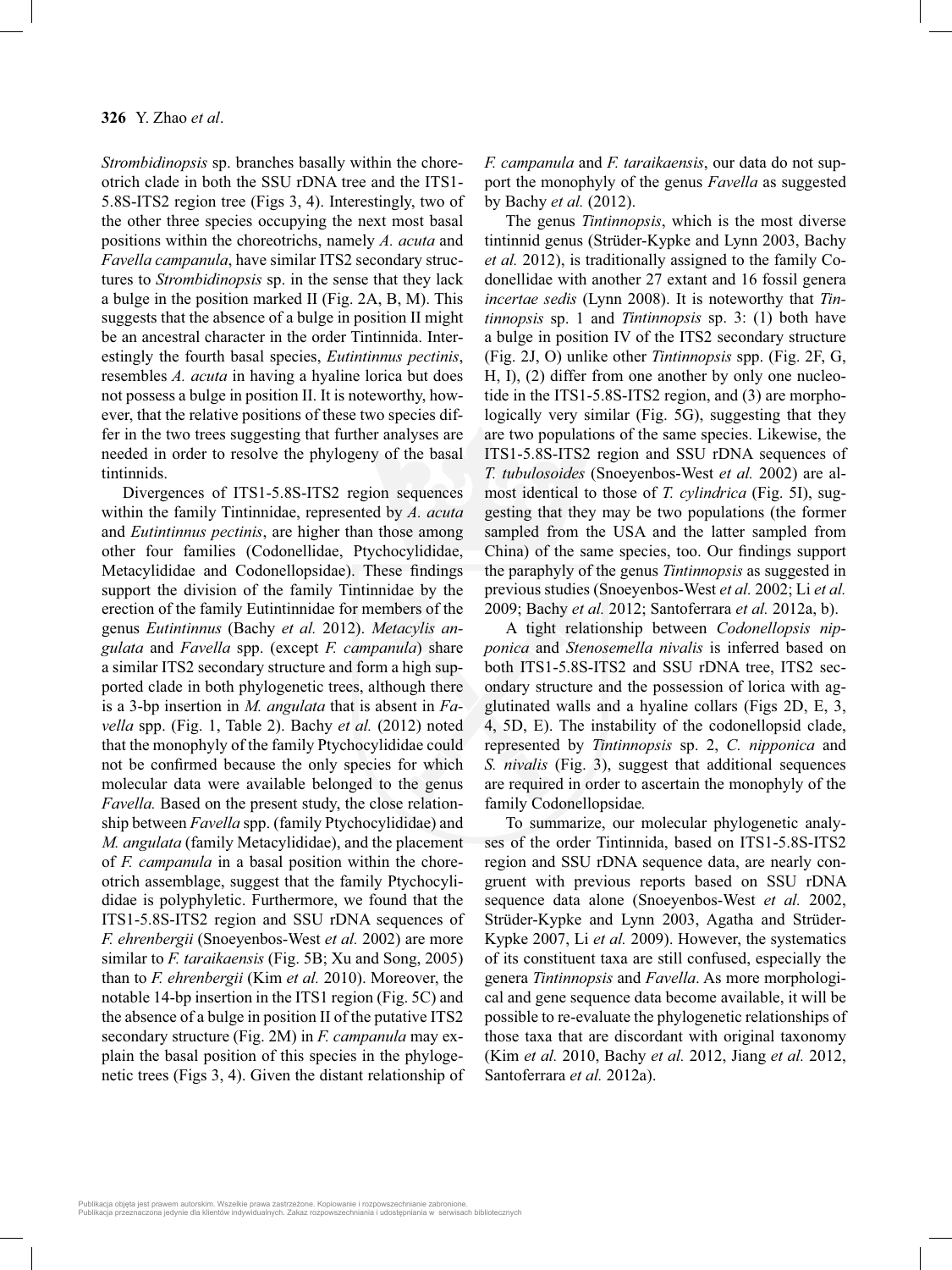*Strombidinopsis* sp. branches basally within the choreotrich clade in both the SSU rDNA tree and the ITS1-5.8S-ITS2 region tree (Figs 3, 4). Interestingly, two of the other three species occupying the next most basal positions within the choreotrichs, namely *A. acuta* and *Favella campanula*, have similar ITS2 secondary structures to *Strombidinopsis* sp. in the sense that they lack a bulge in the position marked II (Fig. 2A, B, M). This suggests that the absence of a bulge in position II might be an ancestral character in the order Tintinnida. Interestingly the fourth basal species, *Eutintinnus pectinis*, resembles *A. acuta* in having a hyaline lorica but does not possess a bulge in position II. It is noteworthy, however, that the relative positions of these two species differ in the two trees suggesting that further analyses are needed in order to resolve the phylogeny of the basal tintinnids.

Divergences of ITS1-5.8S-ITS2 region sequences within the family Tintinnidae, represented by *A. acuta* and *Eutintinnus pectinis*, are higher than those among other four families (Codonellidae, Ptychocylididae, Metacylididae and Codonellopsidae). These findings support the division of the family Tintinnidae by the erection of the family Eutintinnidae for members of the genus *Eutintinnus* (Bachy *et al.* 2012). *Metacylis angulata* and *Favella* spp. (except *F. campanula*) share a similar ITS2 secondary structure and form a high supported clade in both phylogenetic trees, although there is a 3-bp insertion in *M. angulata* that is absent in *Favella* spp. (Fig. 1, Table 2). Bachy *et al.* (2012) noted that the monophyly of the family Ptychocylididae could not be confirmed because the only species for which molecular data were available belonged to the genus *Favella.* Based on the present study, the close relationship between *Favella* spp. (family Ptychocylididae) and *M. angulata* (family Metacylididae), and the placement of *F. campanula* in a basal position within the choreotrich assemblage, suggest that the family Ptychocylididae is polyphyletic. Furthermore, we found that the ITS1-5.8S-ITS2 region and SSU rDNA sequences of *F. ehrenbergii* (Snoeyenbos-West *et al.* 2002) are more similar to *F. taraikaensis* (Fig. 5B; Xu and Song, 2005) than to *F. ehrenbergii* (Kim *et al.* 2010). Moreover, the notable 14-bp insertion in the ITS1 region (Fig. 5C) and the absence of a bulge in position II of the putative ITS2 secondary structure (Fig. 2M) in *F. campanula* may explain the basal position of this species in the phylogenetic trees (Figs 3, 4). Given the distant relationship of *F. campanula* and *F. taraikaensis*, our data do not support the monophyly of the genus *Favella* as suggested by Bachy *et al.* (2012).

The genus *Tintinnopsis*, which is the most diverse tintinnid genus (Strüder-Kypke and Lynn 2003, Bachy *et al.* 2012), is traditionally assigned to the family Codonellidae with another 27 extant and 16 fossil genera *incertae sedis* (Lynn 2008). It is noteworthy that *Tintinnopsis* sp. 1 and *Tintinnopsis* sp. 3: (1) both have a bulge in position IV of the ITS2 secondary structure (Fig. 2J, O) unlike other *Tintinnopsis* spp. (Fig. 2F, G, H, I), (2) differ from one another by only one nucleotide in the ITS1-5.8S-ITS2 region, and (3) are morphologically very similar (Fig. 5G), suggesting that they are two populations of the same species. Likewise, the ITS1-5.8S-ITS2 region and SSU rDNA sequences of *T. tubulosoides* (Snoeyenbos-West *et al.* 2002) are almost identical to those of *T. cylindrica* (Fig. 5I), suggesting that they may be two populations (the former sampled from the USA and the latter sampled from China) of the same species, too. Our findings support the paraphyly of the genus *Tintinnopsis* as suggested in previous studies (Snoeyenbos-West *et al.* 2002; Li *et al.* 2009; Bachy *et al.* 2012; Santoferrara *et al.* 2012a, b).

A tight relationship between *Codonellopsis nipponica* and *Stenosemella nivalis* is inferred based on both ITS1-5.8S-ITS2 and SSU rDNA tree, ITS2 secondary structure and the possession of lorica with agglutinated walls and a hyaline collars (Figs 2D, E, 3, 4, 5D, E). The instability of the codonellopsid clade, represented by *Tintinnopsis* sp. 2, *C. nipponica* and *S. nivalis* (Fig. 3), suggest that additional sequences are required in order to ascertain the monophyly of the family Codonellopsidae*.*

To summarize, our molecular phylogenetic analyses of the order Tintinnida, based on ITS1-5.8S-ITS2 region and SSU rDNA sequence data, are nearly congruent with previous reports based on SSU rDNA sequence data alone (Snoeyenbos-West *et al.* 2002, Strüder-Kypke and Lynn 2003, Agatha and Strüder-Kypke 2007, Li *et al.* 2009). However, the systematics of its constituent taxa are still confused, especially the genera *Tintinnopsis* and *Favella*. As more morphological and gene sequence data become available, it will be possible to re-evaluate the phylogenetic relationships of those taxa that are discordant with original taxonomy (Kim *et al.* 2010, Bachy *et al.* 2012, Jiang *et al.* 2012, Santoferrara *et al.* 2012a).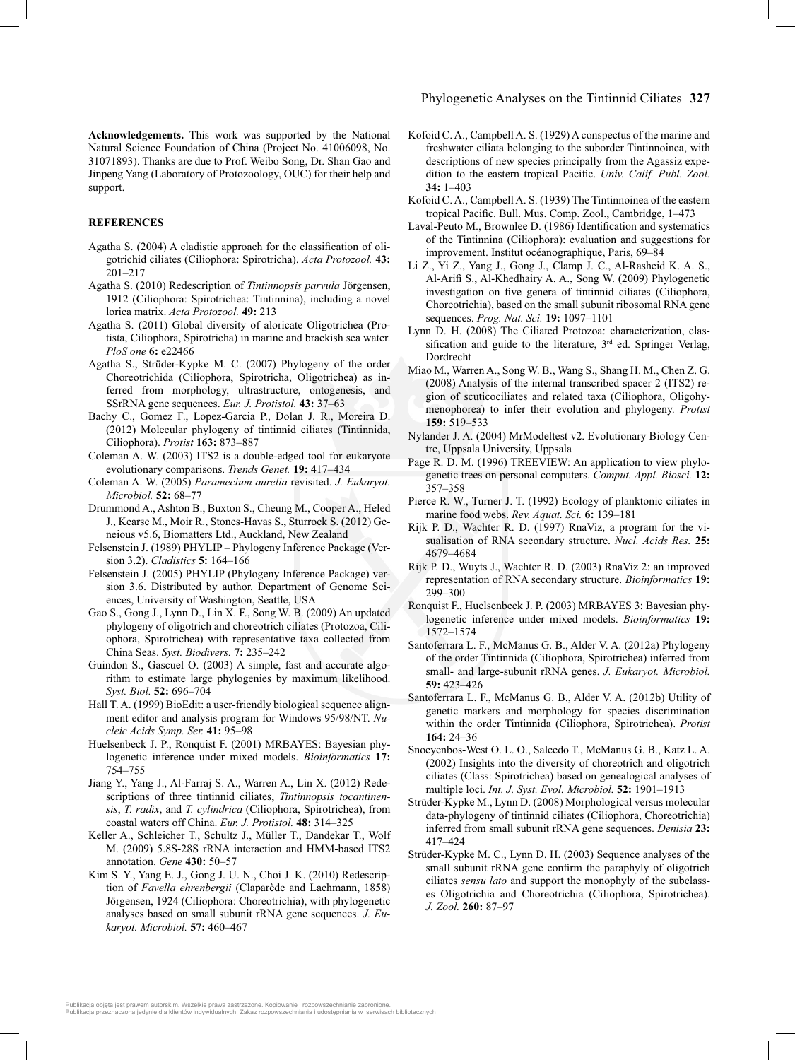**Acknowledgements.** This work was supported by the National Natural Science Foundation of China (Project No. 41006098, No. 31071893). Thanks are due to Prof. Weibo Song, Dr. Shan Gao and Jinpeng Yang (Laboratory of Protozoology, OUC) for their help and support.

## REFERENCES

- Agatha S. (2004) A cladistic approach for the classification of oligotrichid ciliates (Ciliophora: Spirotricha). *Acta Protozool.* **43:** 201–217
- Agatha S. (2010) Redescription of *Tintinnopsis parvula* Jörgensen, 1912 (Ciliophora: Spirotrichea: Tintinnina), including a novel lorica matrix. *Acta Protozool.* **49:** 213
- Agatha S. (2011) Global diversity of aloricate Oligotrichea (Protista, Ciliophora, Spirotricha) in marine and brackish sea water. *PloS one* **6:** e22466
- Agatha S., Strüder-Kypke M. C. (2007) Phylogeny of the order Choreotrichida (Ciliophora, Spirotricha, Oligotrichea) as inferred from morphology, ultrastructure, ontogenesis, and SSrRNA gene sequences. *Eur. J. Protistol.* **43:** 37–63
- Bachy C., Gomez F., Lopez-Garcia P., Dolan J. R., Moreira D. (2012) Molecular phylogeny of tintinnid ciliates (Tintinnida, Ciliophora). *Protist* **163:** 873–887
- Coleman A. W. (2003) ITS2 is a double-edged tool for eukaryote evolutionary comparisons. *Trends Genet.* **19:** 417–434
- Coleman A. W. (2005) *Paramecium aurelia* revisited. *J. Eukaryot. Microbiol.* **52:** 68–77
- Drummond A., Ashton B., Buxton S., Cheung M., Cooper A., Heled J., Kearse M., Moir R., Stones-Havas S., Sturrock S. (2012) Geneious v5.6, Biomatters Ltd., Auckland, New Zealand
- Felsenstein J. (1989) PHYLIP – Phylogeny Inference Package (Version 3.2). *Cladistics* **5:** 164–166
- Felsenstein J. (2005) PHYLIP (Phylogeny Inference Package) version 3.6. Distributed by author. Department of Genome Sciences, University of Washington, Seattle, USA
- Gao S., Gong J., Lynn D., Lin X. F., Song W. B. (2009) An updated phylogeny of oligotrich and choreotrich ciliates (Protozoa, Ciliophora, Spirotrichea) with representative taxa collected from China Seas. *Syst. Biodivers.* **7:** 235–242
- Guindon S., Gascuel O. (2003) A simple, fast and accurate algorithm to estimate large phylogenies by maximum likelihood. *Syst. Biol.* **52:** 696–704
- Hall T. A. (1999) BioEdit: a user-friendly biological sequence alignment editor and analysis program for Windows 95/98/NT. *Nucleic Acids Symp. Ser.* **41:** 95–98
- Huelsenbeck J. P., Ronquist F. (2001) MRBAYES: Bayesian phylogenetic inference under mixed models. *Bioinformatics* **17:** 754–755
- Jiang Y., Yang J., Al-Farraj S. A., Warren A., Lin X. (2012) Redescriptions of three tintinnid ciliates, *Tintinnopsis tocantinensis*, *T. radix*, and *T. cylindrica* (Ciliophora, Spirotrichea), from coastal waters off China. *Eur. J. Protistol.* **48:** 314–325
- Keller A., Schleicher T., Schultz J., Müller T., Dandekar T., Wolf M. (2009) 5.8S-28S rRNA interaction and HMM-based ITS2 annotation. *Gene* **430:** 50–57
- Kim S. Y., Yang E. J., Gong J. U. N., Choi J. K. (2010) Redescription of *Favella ehrenbergii* (Claparède and Lachmann, 1858) Jörgensen, 1924 (Ciliophora: Choreotrichia), with phylogenetic analyses based on small subunit rRNA gene sequences. *J. Eukaryot. Microbiol.* **57:** 460–467
- Kofoid C. A., Campbell A. S. (1929) A conspectus of the marine and freshwater ciliata belonging to the suborder Tintinnoinea, with descriptions of new species principally from the Agassiz expedition to the eastern tropical Pacific. *Univ. Calif. Publ. Zool.* **34:** 1–403
- Kofoid C. A., Campbell A. S. (1939) The Tintinnoinea of the eastern tropical Pacific. Bull. Mus. Comp. Zool., Cambridge, 1–473
- Laval-Peuto M., Brownlee D. (1986) Identification and systematics of the Tintinnina (Ciliophora): evaluation and suggestions for improvement. Institut océanographique, Paris, 69–84
- Li Z., Yi Z., Yang J., Gong J., Clamp J. C., Al-Rasheid K. A. S., Al-Arifi S., Al-Khedhairy A. A., Song W. (2009) Phylogenetic investigation on five genera of tintinnid ciliates (Ciliophora, Choreotrichia), based on the small subunit ribosomal RNA gene sequences. *Prog. Nat. Sci.* **19:** 1097–1101
- Lynn D. H. (2008) The Ciliated Protozoa: characterization, classification and guide to the literature, 3rd ed. Springer Verlag, Dordrecht
- Miao M., Warren A., Song W. B., Wang S., Shang H. M., Chen Z. G. (2008) Analysis of the internal transcribed spacer 2 (ITS2) region of scuticociliates and related taxa (Ciliophora, Oligohymenophorea) to infer their evolution and phylogeny. *Protist* **159:** 519–533
- Nylander J. A. (2004) MrModeltest v2. Evolutionary Biology Centre, Uppsala University, Uppsala
- Page R. D. M. (1996) TREEVIEW: An application to view phylogenetic trees on personal computers. *Comput. Appl. Biosci.* **12:** 357–358
- Pierce R. W., Turner J. T. (1992) Ecology of planktonic ciliates in marine food webs. *Rev. Aquat. Sci.* **6:** 139–181
- Rijk P. D., Wachter R. D. (1997) RnaViz, a program for the visualisation of RNA secondary structure. *Nucl. Acids Res.* **25:** 4679–4684
- Rijk P. D., Wuyts J., Wachter R. D. (2003) RnaViz 2: an improved representation of RNA secondary structure. *Bioinformatics* **19:** 299–300
- Ronquist F., Huelsenbeck J. P. (2003) MRBAYES 3: Bayesian phylogenetic inference under mixed models. *Bioinformatics* **19:** 1572–1574
- Santoferrara L. F., McManus G. B., Alder V. A. (2012a) Phylogeny of the order Tintinnida (Ciliophora, Spirotrichea) inferred from small- and large-subunit rRNA genes. *J. Eukaryot. Microbiol.* **59:** 423–426
- Santoferrara L. F., McManus G. B., Alder V. A. (2012b) Utility of genetic markers and morphology for species discrimination within the order Tintinnida (Ciliophora, Spirotrichea). *Protist* **164:** 24–36
- Snoeyenbos-West O. L. O., Salcedo T., McManus G. B., Katz L. A. (2002) Insights into the diversity of choreotrich and oligotrich ciliates (Class: Spirotrichea) based on genealogical analyses of multiple loci. *Int. J. Syst. Evol. Microbiol.* **52:** 1901–1913
- Strüder-Kypke M., Lynn D. (2008) Morphological versus molecular data-phylogeny of tintinnid ciliates (Ciliophora, Choreotrichia) inferred from small subunit rRNA gene sequences. *Denisia* **23:** 417–424
- Strüder-Kypke M. C., Lynn D. H. (2003) Sequence analyses of the small subunit rRNA gene confirm the paraphyly of oligotrich ciliates *sensu lato* and support the monophyly of the subclasses Oligotrichia and Choreotrichia (Ciliophora, Spirotrichea). *J. Zool.* **260:** 87–97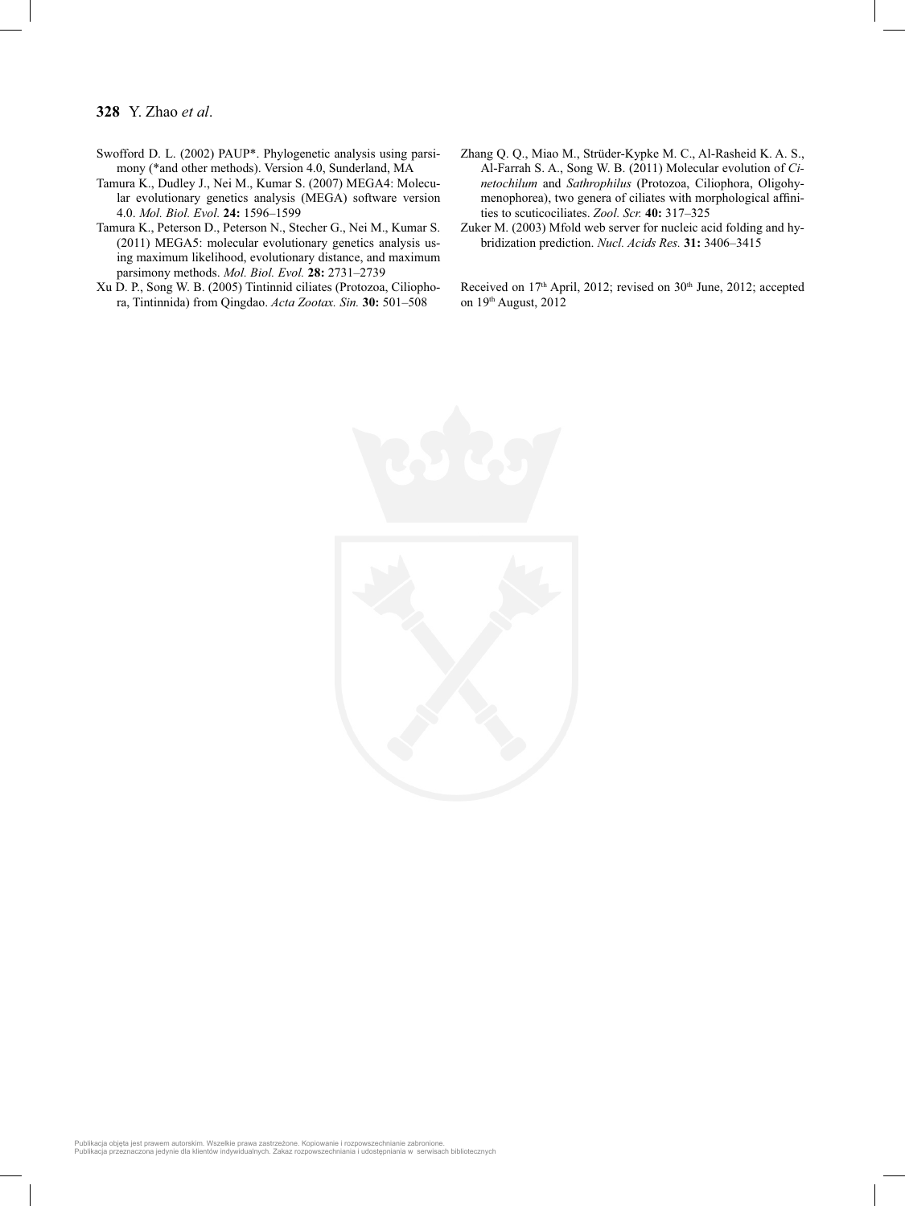Swofford D. L. (2002) PAUP*. Phylogenetic analysis using parsimony (*and other methods). Version 4.0, Sunderland, MA

Tamura K., Dudley J., Nei M., Kumar S. (2007) MEGA4: Molecular evolutionary genetics analysis (MEGA) software version 4.0. *Mol. Biol. Evol.* **24:** 1596–1599

Tamura K., Peterson D., Peterson N., Stecher G., Nei M., Kumar S. (2011) MEGA5: molecular evolutionary genetics analysis using maximum likelihood, evolutionary distance, and maximum parsimony methods. *Mol. Biol. Evol.* **28:** 2731–2739

Xu D. P., Song W. B. (2005) Tintinnid ciliates (Protozoa, Ciliophora, Tintinnida) from Qingdao. *Acta Zootax. Sin.* **30:** 501–508

Zhang Q. Q., Miao M., Strüder-Kypke M. C., Al-Rasheid K. A. S., Al-Farrah S. A., Song W. B. (2011) Molecular evolution of *Cinetochilum* and *Sathrophilus* (Protozoa, Ciliophora, Oligohymenophorea), two genera of ciliates with morphological affinities to scuticociliates. *Zool. Scr.* **40:** 317–325

Zuker M. (2003) Mfold web server for nucleic acid folding and hybridization prediction. *Nucl. Acids Res.* **31:** 3406–3415

Received on 17th April, 2012; revised on 30th June, 2012; accepted on 19th August, 2012

Publikacja objęta jest prawem autorskim. Wszelkie prawa zastrzeżone. Kopiowanie i rozpowszechnianie zabronione.
Publikacja przeznaczona jedynie dla klientów indywidualnych. Zakaz rozpowszechniania i udostępniania w serwisach bibliotecznych